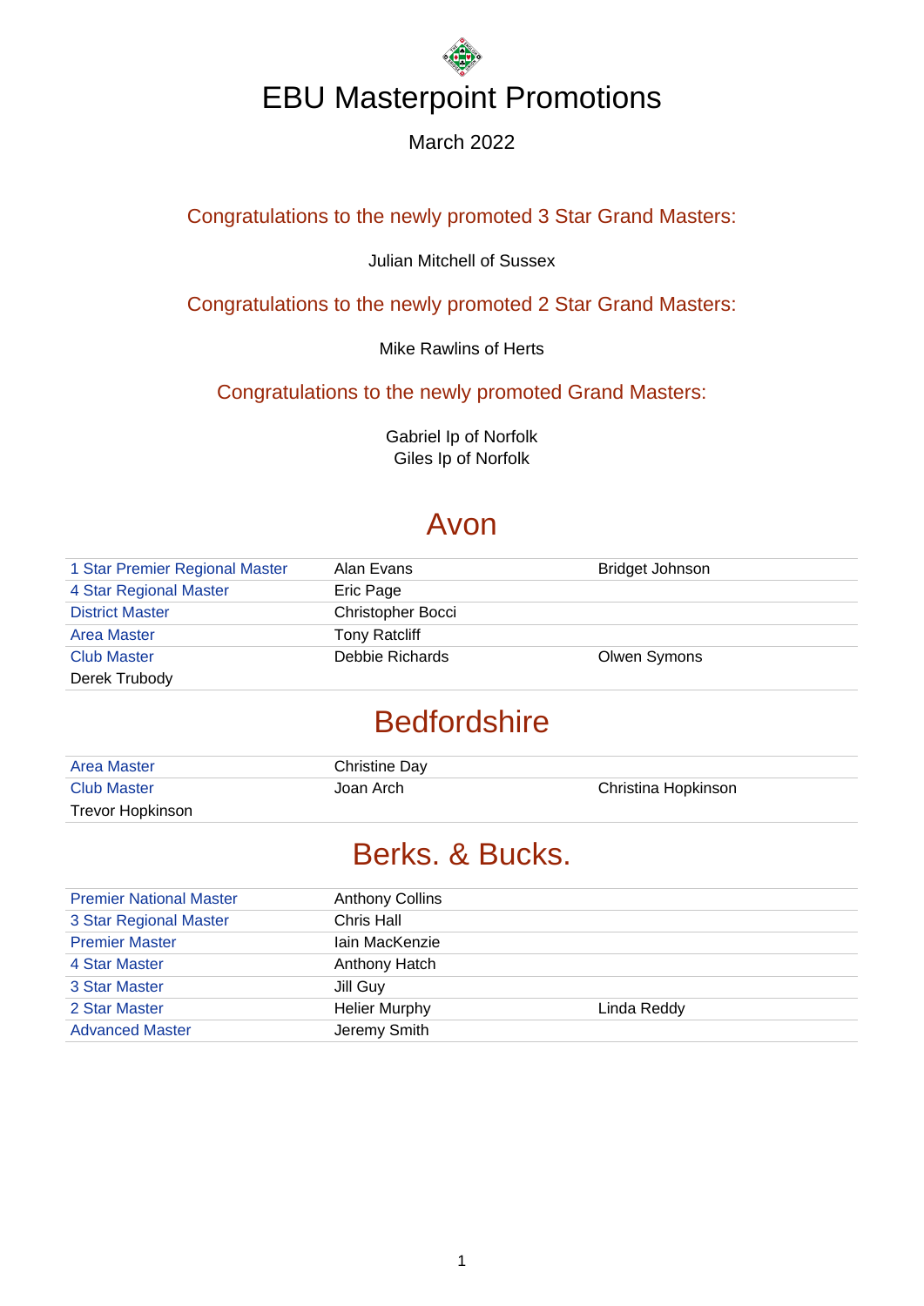# EBU Masterpoint Promotions

March 2022

### Congratulations to the newly promoted 3 Star Grand Masters:

Julian Mitchell of Sussex

### Congratulations to the newly promoted 2 Star Grand Masters:

Mike Rawlins of Herts

### Congratulations to the newly promoted Grand Masters:

Gabriel Ip of Norfolk
Giles Ip of Norfolk

## Avon

| | | |
|---|---|---|
| 1 Star Premier Regional Master | Alan Evans | Bridget Johnson |
| 4 Star Regional Master | Eric Page | |
| District Master | Christopher Bocci | |
| Area Master | Tony Ratcliff | |
| Club Master | Debbie Richards | Olwen Symons |
| Derek Trubody | | |

## Bedfordshire

| | | |
|---|---|---|
| Area Master | Christine Day | |
| Club Master | Joan Arch | Christina Hopkinson |
| Trevor Hopkinson | | |

## Berks. & Bucks.

| | | |
|---|---|---|
| Premier National Master | Anthony Collins | |
| 3 Star Regional Master | Chris Hall | |
| Premier Master | Iain MacKenzie | |
| 4 Star Master | Anthony Hatch | |
| 3 Star Master | Jill Guy | |
| 2 Star Master | Helier Murphy | Linda Reddy |
| Advanced Master | Jeremy Smith | |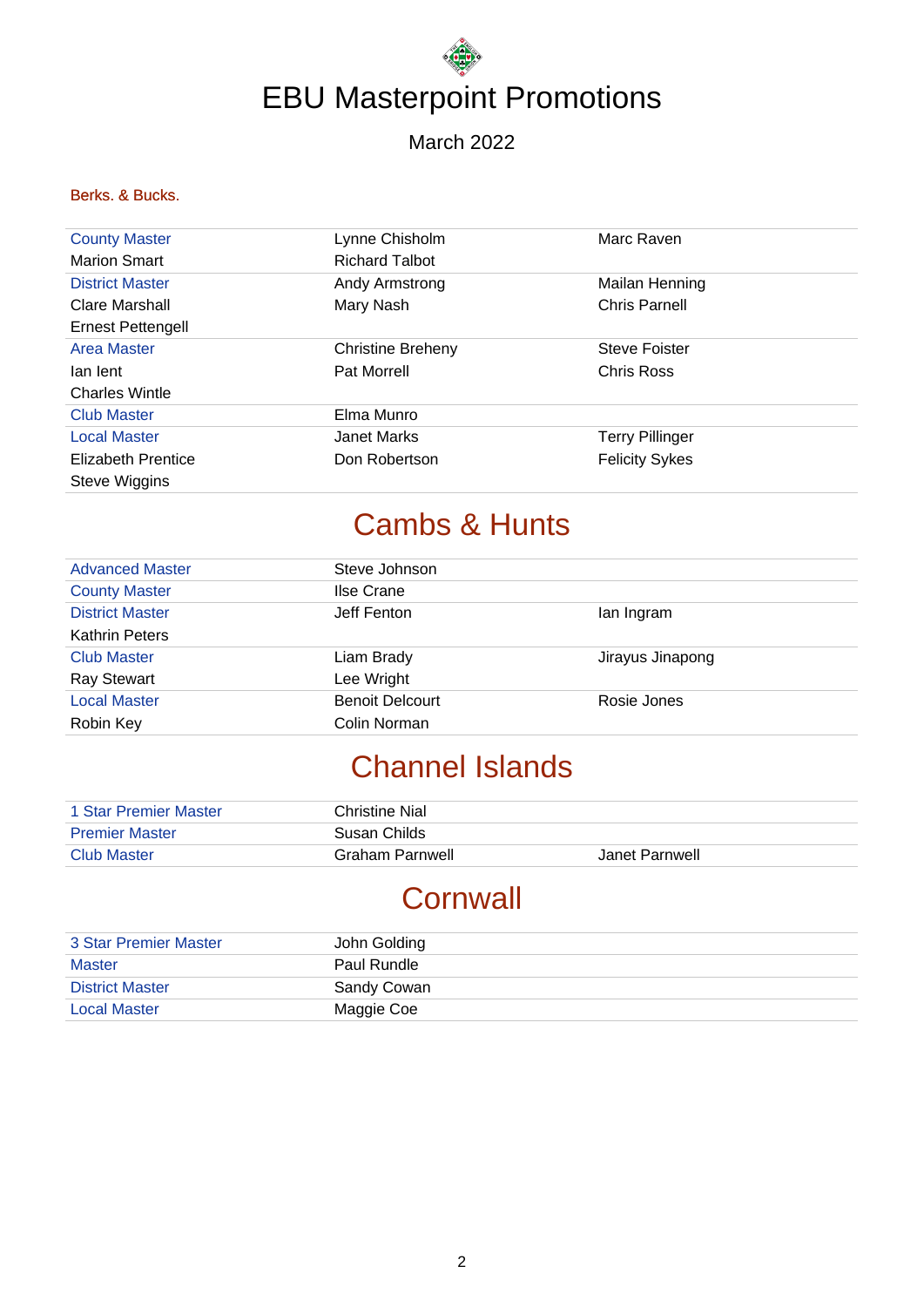# EBU Masterpoint Promotions

March 2022

## Berks. & Bucks.

| | | |
|---|---|---|
| County Master | Lynne Chisholm | Marc Raven |
| Marion Smart | Richard Talbot | |
| District Master | Andy Armstrong | Mailan Henning |
| Clare Marshall | Mary Nash | Chris Parnell |
| Ernest Pettengell | | |
| Area Master | Christine Breheny | Steve Foister |
| Ian Ient | Pat Morrell | Chris Ross |
| Charles Wintle | | |
| Club Master | Elma Munro | |
| Local Master | Janet Marks | Terry Pillinger |
| Elizabeth Prentice | Don Robertson | Felicity Sykes |
| Steve Wiggins | | |

## Cambs & Hunts

| | | |
|---|---|---|
| Advanced Master | Steve Johnson | |
| County Master | Ilse Crane | |
| District Master | Jeff Fenton | Ian Ingram |
| Kathrin Peters | | |
| Club Master | Liam Brady | Jirayus Jinapong |
| Ray Stewart | Lee Wright | |
| Local Master | Benoit Delcourt | Rosie Jones |
| Robin Key | Colin Norman | |

## Channel Islands

| | | |
|---|---|---|
| 1 Star Premier Master | Christine Nial | |
| Premier Master | Susan Childs | |
| Club Master | Graham Parnwell | Janet Parnwell |

## Cornwall

| | |
|---|---|
| 3 Star Premier Master | John Golding |
| Master | Paul Rundle |
| District Master | Sandy Cowan |
| Local Master | Maggie Coe |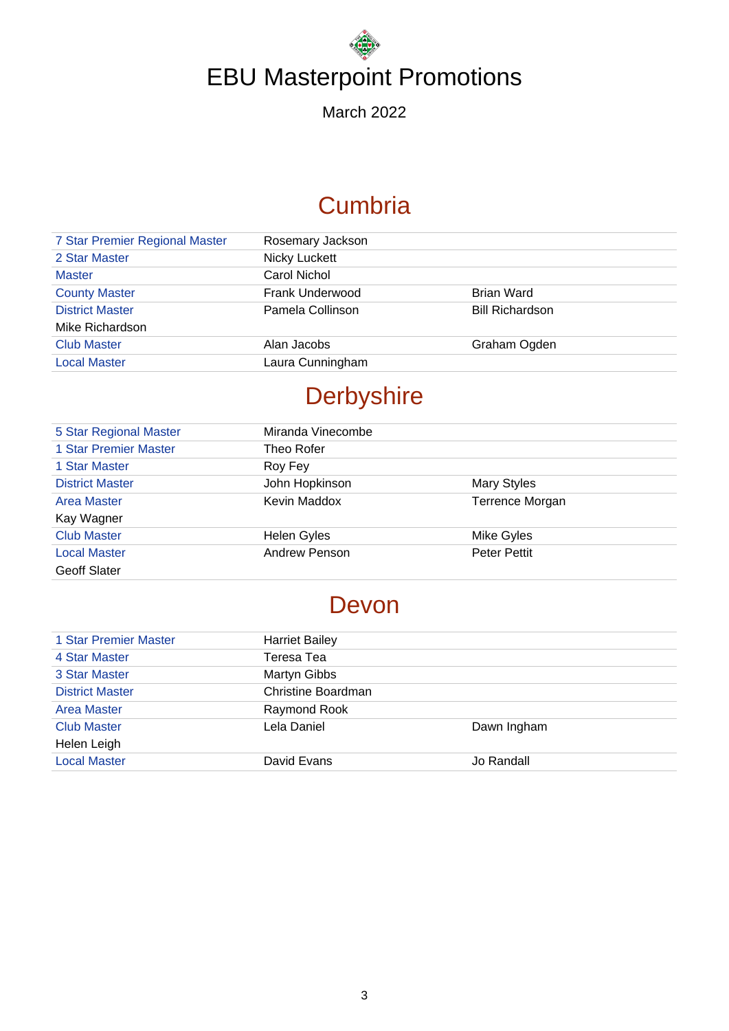# EBU Masterpoint Promotions

March 2022

## Cumbria

| | | |
|---|---|---|
| 7 Star Premier Regional Master | Rosemary Jackson | |
| 2 Star Master | Nicky Luckett | |
| Master | Carol Nichol | |
| County Master | Frank Underwood | Brian Ward |
| District Master | Pamela Collinson | Bill Richardson |
| Mike Richardson | | |
| Club Master | Alan Jacobs | Graham Ogden |
| Local Master | Laura Cunningham | |

## Derbyshire

| | | |
|---|---|---|
| 5 Star Regional Master | Miranda Vinecombe | |
| 1 Star Premier Master | Theo Rofer | |
| 1 Star Master | Roy Fey | |
| District Master | John Hopkinson | Mary Styles |
| Area Master | Kevin Maddox | Terrence Morgan |
| Kay Wagner | | |
| Club Master | Helen Gyles | Mike Gyles |
| Local Master | Andrew Penson | Peter Pettit |
| Geoff Slater | | |

## Devon

| | | |
|---|---|---|
| 1 Star Premier Master | Harriet Bailey | |
| 4 Star Master | Teresa Tea | |
| 3 Star Master | Martyn Gibbs | |
| District Master | Christine Boardman | |
| Area Master | Raymond Rook | |
| Club Master | Lela Daniel | Dawn Ingham |
| Helen Leigh | | |
| Local Master | David Evans | Jo Randall |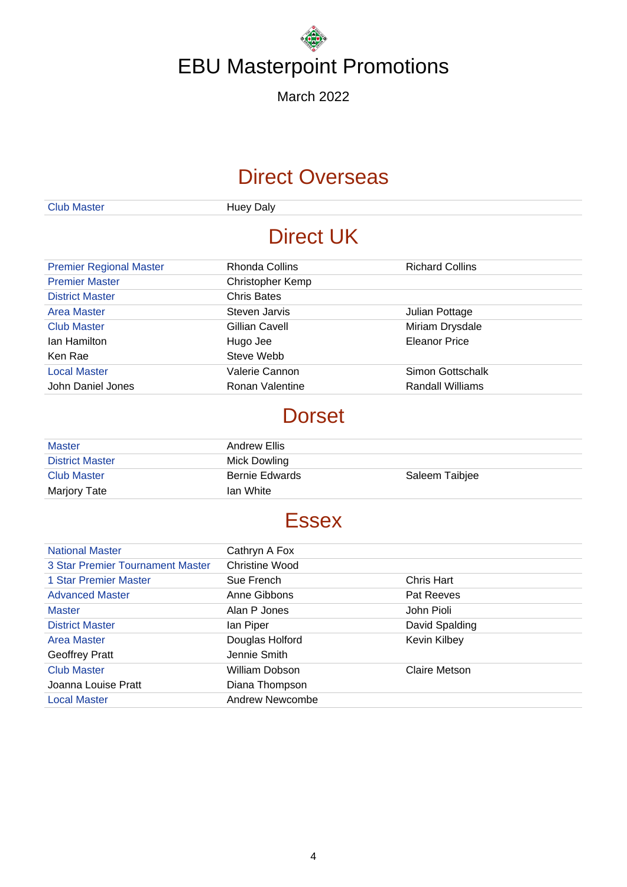# EBU Masterpoint Promotions

March 2022

## Direct Overseas

| | | |
|---|---|---|
| Club Master | Huey Daly | |

## Direct UK

| | | |
|---|---|---|
| Premier Regional Master | Rhonda Collins | Richard Collins |
| Premier Master | Christopher Kemp | |
| District Master | Chris Bates | |
| Area Master | Steven Jarvis | Julian Pottage |
| Club Master | Gillian Cavell | Miriam Drysdale |
| Ian Hamilton | Hugo Jee | Eleanor Price |
| Ken Rae | Steve Webb | |
| Local Master | Valerie Cannon | Simon Gottschalk |
| John Daniel Jones | Ronan Valentine | Randall Williams |

## Dorset

| | | |
|---|---|---|
| Master | Andrew Ellis | |
| District Master | Mick Dowling | |
| Club Master | Bernie Edwards | Saleem Taibjee |
| Marjory Tate | Ian White | |

## Essex

| | | |
|---|---|---|
| National Master | Cathryn A Fox | |
| 3 Star Premier Tournament Master | Christine Wood | |
| 1 Star Premier Master | Sue French | Chris Hart |
| Advanced Master | Anne Gibbons | Pat Reeves |
| Master | Alan P Jones | John Pioli |
| District Master | Ian Piper | David Spalding |
| Area Master | Douglas Holford | Kevin Kilbey |
| Geoffrey Pratt | Jennie Smith | |
| Club Master | William Dobson | Claire Metson |
| Joanna Louise Pratt | Diana Thompson | |
| Local Master | Andrew Newcombe | |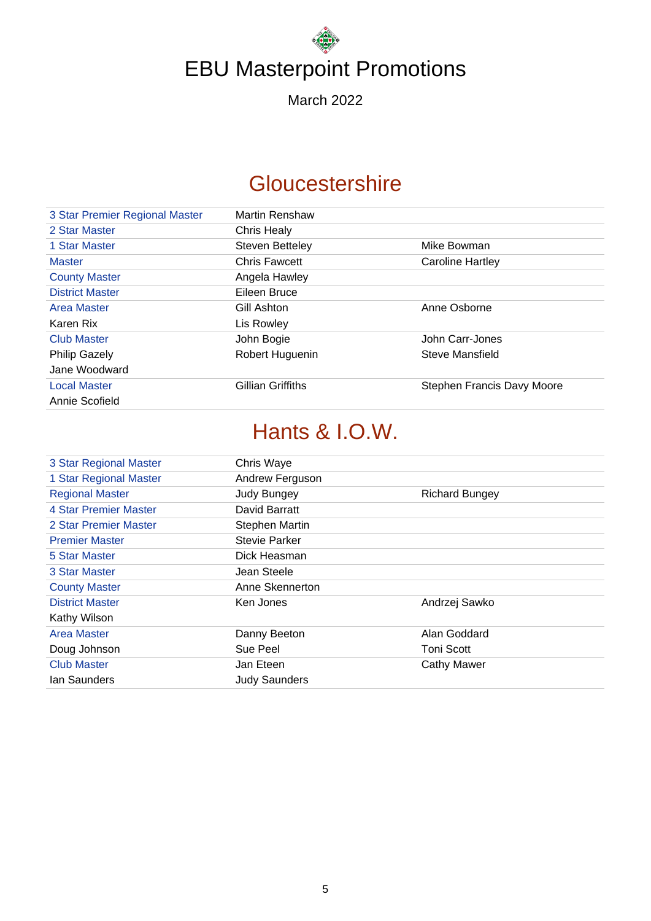# EBU Masterpoint Promotions

March 2022

## Gloucestershire

| | | |
|---|---|---|
| 3 Star Premier Regional Master | Martin Renshaw | |
| 2 Star Master | Chris Healy | |
| 1 Star Master | Steven Betteley | Mike Bowman |
| Master | Chris Fawcett | Caroline Hartley |
| County Master | Angela Hawley | |
| District Master | Eileen Bruce | |
| Area Master | Gill Ashton | Anne Osborne |
| Karen Rix | Lis Rowley | |
| Club Master | John Bogie | John Carr-Jones |
| Philip Gazely | Robert Huguenin | Steve Mansfield |
| Jane Woodward | | |
| Local Master | Gillian Griffiths | Stephen Francis Davy Moore |
| Annie Scofield | | |

## Hants & I.O.W.

| | | |
|---|---|---|
| 3 Star Regional Master | Chris Waye | |
| 1 Star Regional Master | Andrew Ferguson | |
| Regional Master | Judy Bungey | Richard Bungey |
| 4 Star Premier Master | David Barratt | |
| 2 Star Premier Master | Stephen Martin | |
| Premier Master | Stevie Parker | |
| 5 Star Master | Dick Heasman | |
| 3 Star Master | Jean Steele | |
| County Master | Anne Skennerton | |
| District Master | Ken Jones | Andrzej Sawko |
| Kathy Wilson | | |
| Area Master | Danny Beeton | Alan Goddard |
| Doug Johnson | Sue Peel | Toni Scott |
| Club Master | Jan Eteen | Cathy Mawer |
| Ian Saunders | Judy Saunders | |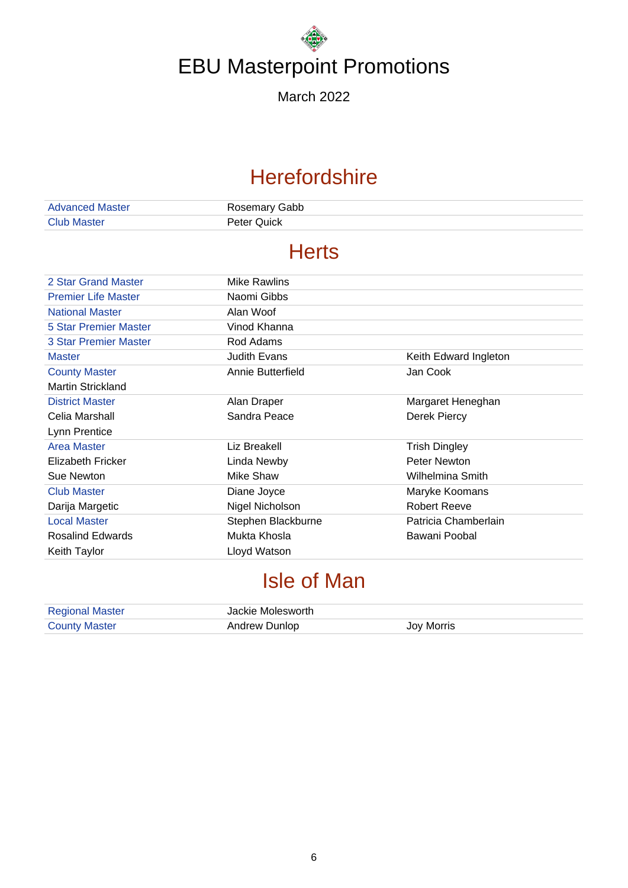# EBU Masterpoint Promotions

March 2022

## Herefordshire

| | | |
|---|---|---|
| Advanced Master | Rosemary Gabb | |
| Club Master | Peter Quick | |

## Herts

| | | |
|---|---|---|
| 2 Star Grand Master | Mike Rawlins | |
| Premier Life Master | Naomi Gibbs | |
| National Master | Alan Woof | |
| 5 Star Premier Master | Vinod Khanna | |
| 3 Star Premier Master | Rod Adams | |
| Master | Judith Evans | Keith Edward Ingleton |
| County Master | Annie Butterfield | Jan Cook |
| Martin Strickland | | |
| District Master | Alan Draper | Margaret Heneghan |
| Celia Marshall | Sandra Peace | Derek Piercy |
| Lynn Prentice | | |
| Area Master | Liz Breakell | Trish Dingley |
| Elizabeth Fricker | Linda Newby | Peter Newton |
| Sue Newton | Mike Shaw | Wilhelmina Smith |
| Club Master | Diane Joyce | Maryke Koomans |
| Darija Margetic | Nigel Nicholson | Robert Reeve |
| Local Master | Stephen Blackburne | Patricia Chamberlain |
| Rosalind Edwards | Mukta Khosla | Bawani Poobal |
| Keith Taylor | Lloyd Watson | |

## Isle of Man

| | | |
|---|---|---|
| Regional Master | Jackie Molesworth | |
| County Master | Andrew Dunlop | Joy Morris |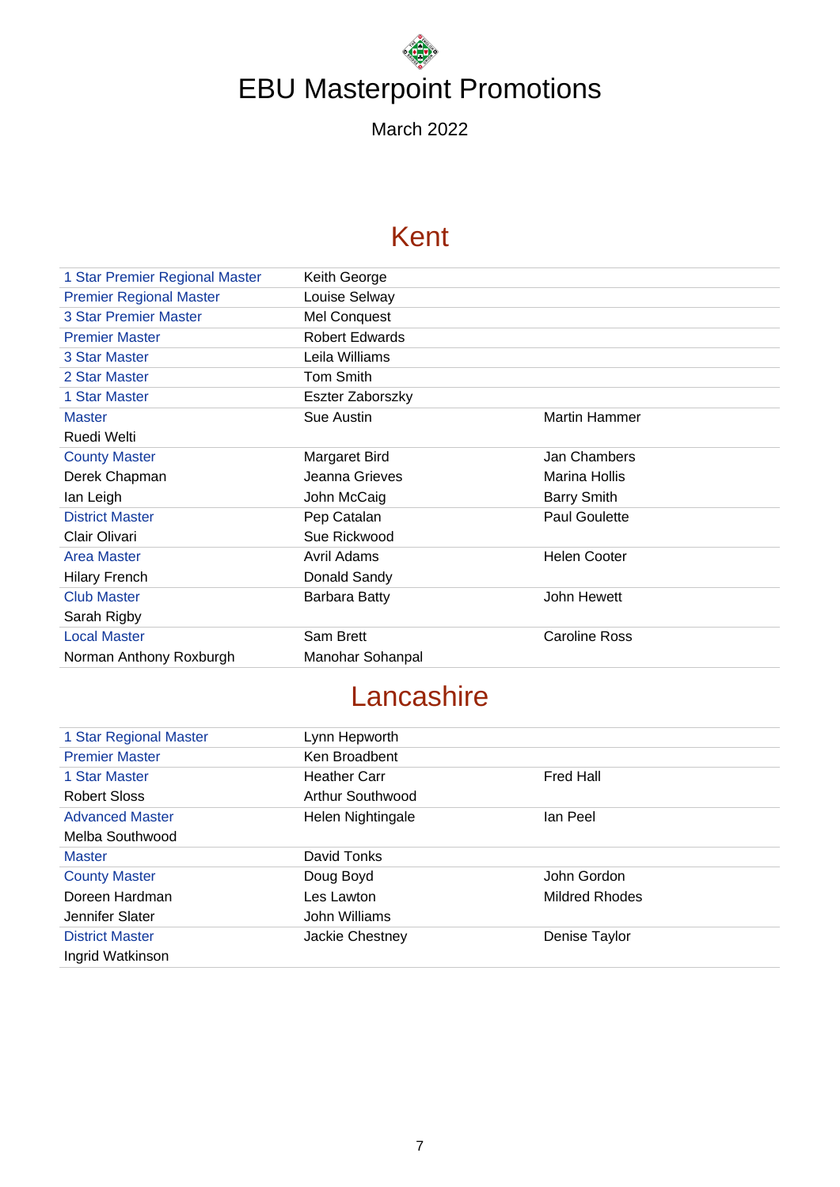# EBU Masterpoint Promotions

March 2022

## Kent

| | | |
|---|---|---|
| 1 Star Premier Regional Master | Keith George | |
| Premier Regional Master | Louise Selway | |
| 3 Star Premier Master | Mel Conquest | |
| Premier Master | Robert Edwards | |
| 3 Star Master | Leila Williams | |
| 2 Star Master | Tom Smith | |
| 1 Star Master | Eszter Zaborszky | |
| Master | Sue Austin | Martin Hammer |
| Ruedi Welti | | |
| County Master | Margaret Bird | Jan Chambers |
| Derek Chapman | Jeanna Grieves | Marina Hollis |
| Ian Leigh | John McCaig | Barry Smith |
| District Master | Pep Catalan | Paul Goulette |
| Clair Olivari | Sue Rickwood | |
| Area Master | Avril Adams | Helen Cooter |
| Hilary French | Donald Sandy | |
| Club Master | Barbara Batty | John Hewett |
| Sarah Rigby | | |
| Local Master | Sam Brett | Caroline Ross |
| Norman Anthony Roxburgh | Manohar Sohanpal | |

## Lancashire

| | | |
|---|---|---|
| 1 Star Regional Master | Lynn Hepworth | |
| Premier Master | Ken Broadbent | |
| 1 Star Master | Heather Carr | Fred Hall |
| Robert Sloss | Arthur Southwood | |
| Advanced Master | Helen Nightingale | Ian Peel |
| Melba Southwood | | |
| Master | David Tonks | |
| County Master | Doug Boyd | John Gordon |
| Doreen Hardman | Les Lawton | Mildred Rhodes |
| Jennifer Slater | John Williams | |
| District Master | Jackie Chestney | Denise Taylor |
| Ingrid Watkinson | | |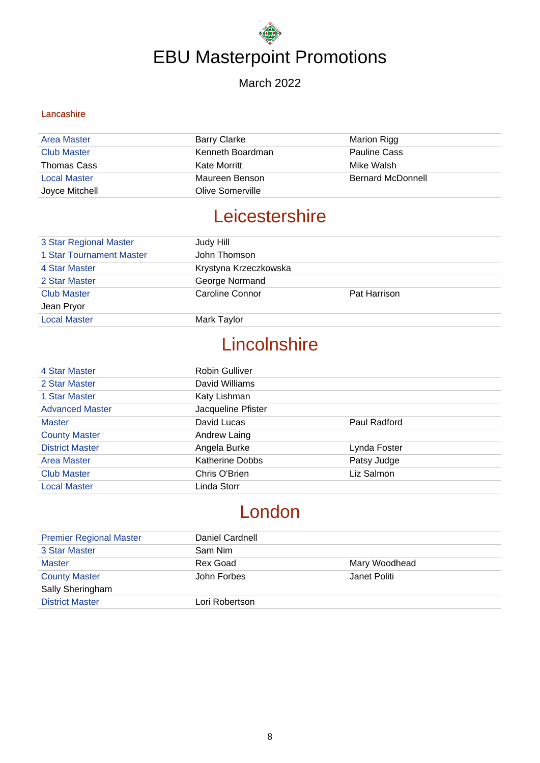# EBU Masterpoint Promotions

March 2022

## Lancashire

| | | |
|---|---|---|
| Area Master | Barry Clarke | Marion Rigg |
| Club Master | Kenneth Boardman | Pauline Cass |
| Thomas Cass | Kate Morritt | Mike Walsh |
| Local Master | Maureen Benson | Bernard McDonnell |
| Joyce Mitchell | Olive Somerville | |

## Leicestershire

| | | |
|---|---|---|
| 3 Star Regional Master | Judy Hill | |
| 1 Star Tournament Master | John Thomson | |
| 4 Star Master | Krystyna Krzeczkowska | |
| 2 Star Master | George Normand | |
| Club Master | Caroline Connor | Pat Harrison |
| Jean Pryor | | |
| Local Master | Mark Taylor | |

## Lincolnshire

| | | |
|---|---|---|
| 4 Star Master | Robin Gulliver | |
| 2 Star Master | David Williams | |
| 1 Star Master | Katy Lishman | |
| Advanced Master | Jacqueline Pfister | |
| Master | David Lucas | Paul Radford |
| County Master | Andrew Laing | |
| District Master | Angela Burke | Lynda Foster |
| Area Master | Katherine Dobbs | Patsy Judge |
| Club Master | Chris O'Brien | Liz Salmon |
| Local Master | Linda Storr | |

## London

| | | |
|---|---|---|
| Premier Regional Master | Daniel Cardnell | |
| 3 Star Master | Sam Nim | |
| Master | Rex Goad | Mary Woodhead |
| County Master | John Forbes | Janet Politi |
| Sally Sheringham | | |
| District Master | Lori Robertson | |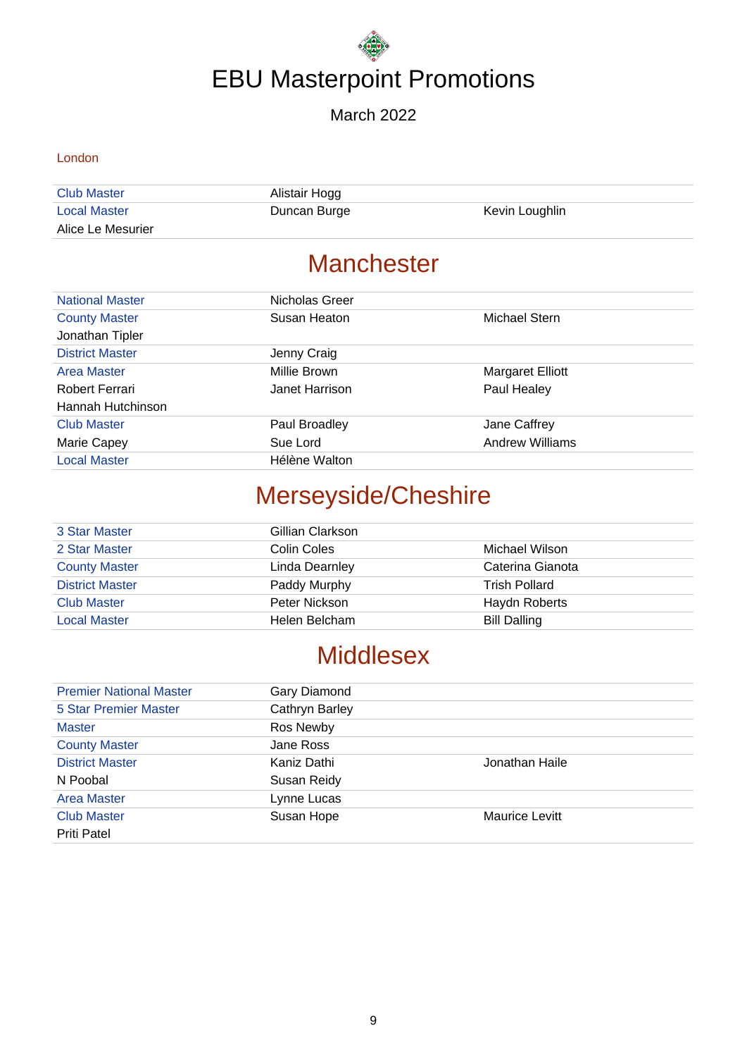# EBU Masterpoint Promotions

March 2022

London

| | | |
|---|---|---|
| Club Master | Alistair Hogg | |
| Local Master | Duncan Burge | Kevin Loughlin |
| Alice Le Mesurier | | |

## Manchester

| | | |
|---|---|---|
| National Master | Nicholas Greer | |
| County Master | Susan Heaton | Michael Stern |
| Jonathan Tipler | | |
| District Master | Jenny Craig | |
| Area Master | Millie Brown | Margaret Elliott |
| Robert Ferrari | Janet Harrison | Paul Healey |
| Hannah Hutchinson | | |
| Club Master | Paul Broadley | Jane Caffrey |
| Marie Capey | Sue Lord | Andrew Williams |
| Local Master | Hélène Walton | |

## Merseyside/Cheshire

| | | |
|---|---|---|
| 3 Star Master | Gillian Clarkson | |
| 2 Star Master | Colin Coles | Michael Wilson |
| County Master | Linda Dearnley | Caterina Gianota |
| District Master | Paddy Murphy | Trish Pollard |
| Club Master | Peter Nickson | Haydn Roberts |
| Local Master | Helen Belcham | Bill Dalling |

## Middlesex

| | | |
|---|---|---|
| Premier National Master | Gary Diamond | |
| 5 Star Premier Master | Cathryn Barley | |
| Master | Ros Newby | |
| County Master | Jane Ross | |
| District Master | Kaniz Dathi | Jonathan Haile |
| N Poobal | Susan Reidy | |
| Area Master | Lynne Lucas | |
| Club Master | Susan Hope | Maurice Levitt |
| Priti Patel | | |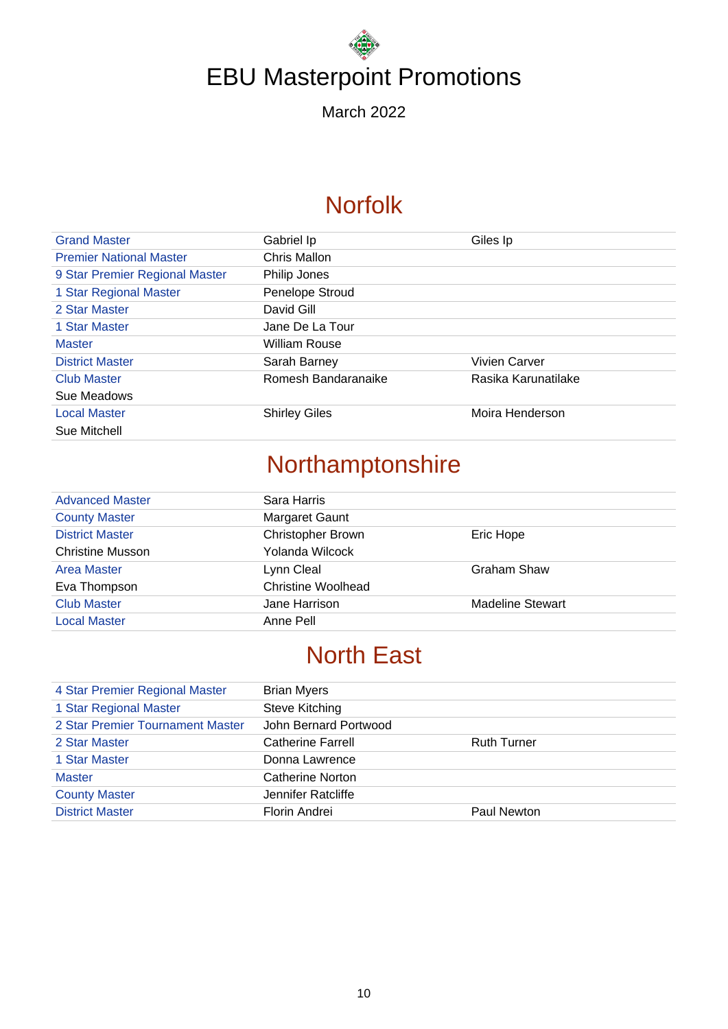# EBU Masterpoint Promotions

March 2022

## Norfolk

| | | |
|---|---|---|
| Grand Master | Gabriel Ip | Giles Ip |
| Premier National Master | Chris Mallon | |
| 9 Star Premier Regional Master | Philip Jones | |
| 1 Star Regional Master | Penelope Stroud | |
| 2 Star Master | David Gill | |
| 1 Star Master | Jane De La Tour | |
| Master | William Rouse | |
| District Master | Sarah Barney | Vivien Carver |
| Club Master | Romesh Bandaranaike | Rasika Karunatilake |
| Sue Meadows | | |
| Local Master | Shirley Giles | Moira Henderson |
| Sue Mitchell | | |

## Northamptonshire

| | | |
|---|---|---|
| Advanced Master | Sara Harris | |
| County Master | Margaret Gaunt | |
| District Master | Christopher Brown | Eric Hope |
| Christine Musson | Yolanda Wilcock | |
| Area Master | Lynn Cleal | Graham Shaw |
| Eva Thompson | Christine Woolhead | |
| Club Master | Jane Harrison | Madeline Stewart |
| Local Master | Anne Pell | |

## North East

| | | |
|---|---|---|
| 4 Star Premier Regional Master | Brian Myers | |
| 1 Star Regional Master | Steve Kitching | |
| 2 Star Premier Tournament Master | John Bernard Portwood | |
| 2 Star Master | Catherine Farrell | Ruth Turner |
| 1 Star Master | Donna Lawrence | |
| Master | Catherine Norton | |
| County Master | Jennifer Ratcliffe | |
| District Master | Florin Andrei | Paul Newton |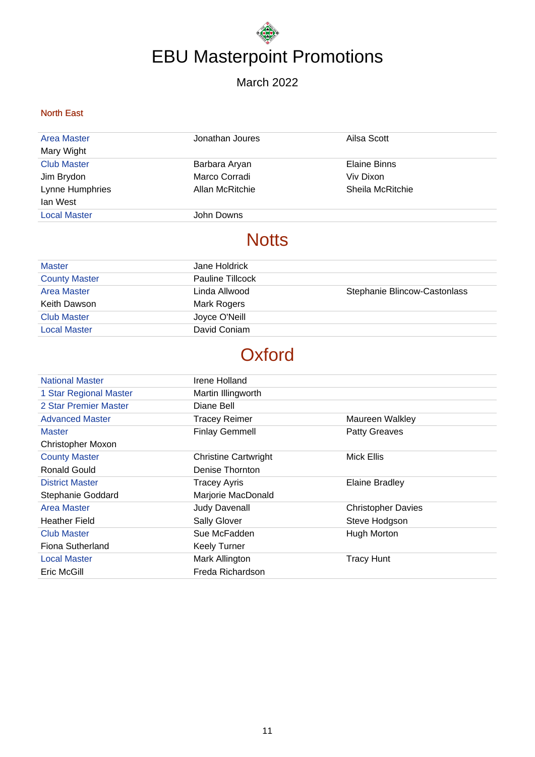# EBU Masterpoint Promotions

March 2022

## North East

| | | |
|---|---|---|
| Area Master | Jonathan Joures | Ailsa Scott |
| Mary Wight | | |
| Club Master | Barbara Aryan | Elaine Binns |
| Jim Brydon | Marco Corradi | Viv Dixon |
| Lynne Humphries | Allan McRitchie | Sheila McRitchie |
| Ian West | | |
| Local Master | John Downs | |

## Notts

| | | |
|---|---|---|
| Master | Jane Holdrick | |
| County Master | Pauline Tillcock | |
| Area Master | Linda Allwood | Stephanie Blincow-Castonlass |
| Keith Dawson | Mark Rogers | |
| Club Master | Joyce O'Neill | |
| Local Master | David Coniam | |

## Oxford

| | | |
|---|---|---|
| National Master | Irene Holland | |
| 1 Star Regional Master | Martin Illingworth | |
| 2 Star Premier Master | Diane Bell | |
| Advanced Master | Tracey Reimer | Maureen Walkley |
| Master | Finlay Gemmell | Patty Greaves |
| Christopher Moxon | | |
| County Master | Christine Cartwright | Mick Ellis |
| Ronald Gould | Denise Thornton | |
| District Master | Tracey Ayris | Elaine Bradley |
| Stephanie Goddard | Marjorie MacDonald | |
| Area Master | Judy Davenall | Christopher Davies |
| Heather Field | Sally Glover | Steve Hodgson |
| Club Master | Sue McFadden | Hugh Morton |
| Fiona Sutherland | Keely Turner | |
| Local Master | Mark Allington | Tracy Hunt |
| Eric McGill | Freda Richardson | |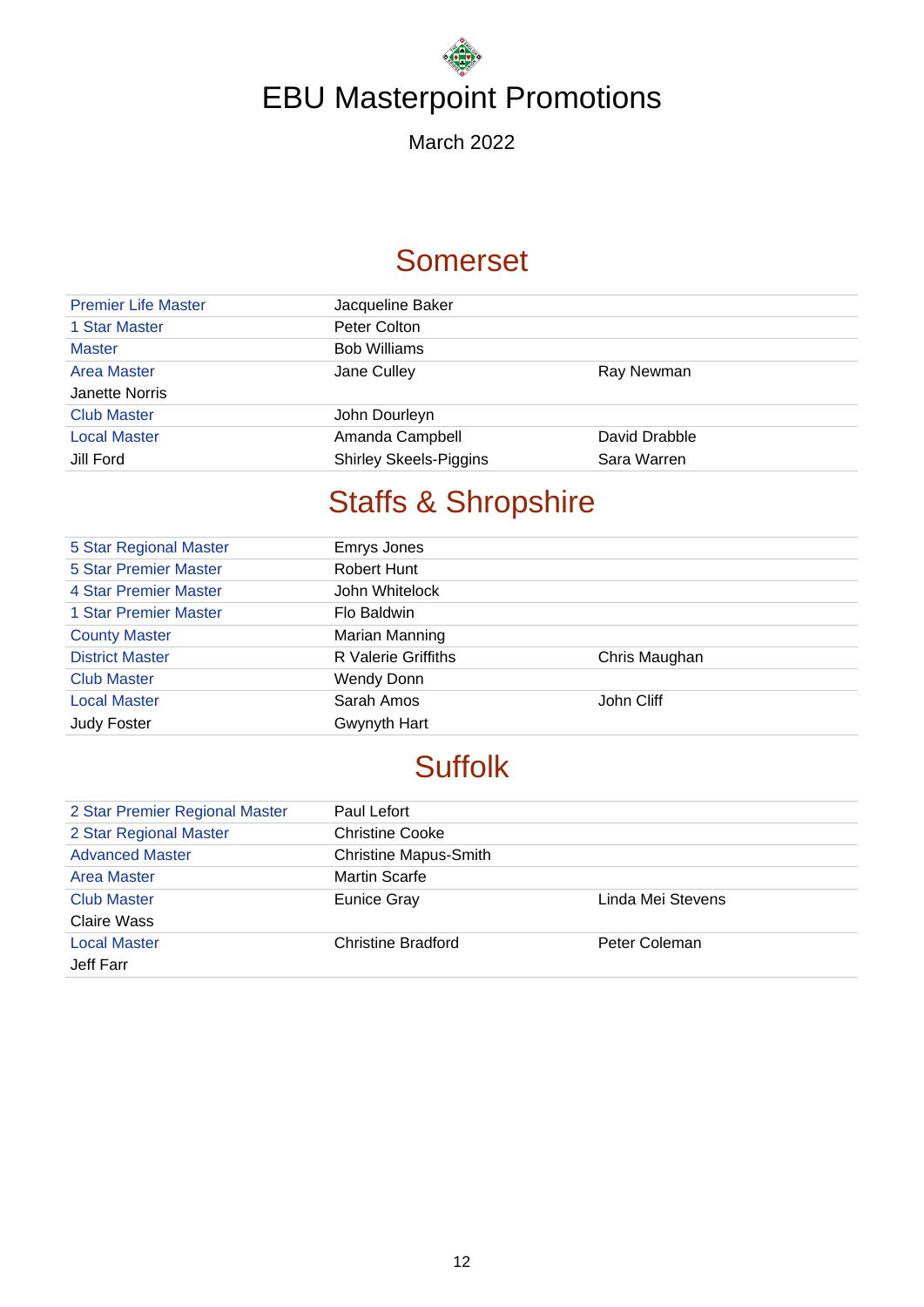# EBU Masterpoint Promotions

March 2022

## Somerset

| | | |
|---|---|---|
| Premier Life Master | Jacqueline Baker | |
| 1 Star Master | Peter Colton | |
| Master | Bob Williams | |
| Area Master | Jane Culley | Ray Newman |
| Janette Norris | | |
| Club Master | John Dourleyn | |
| Local Master | Amanda Campbell | David Drabble |
| Jill Ford | Shirley Skeels-Piggins | Sara Warren |

## Staffs & Shropshire

| | | |
|---|---|---|
| 5 Star Regional Master | Emrys Jones | |
| 5 Star Premier Master | Robert Hunt | |
| 4 Star Premier Master | John Whitelock | |
| 1 Star Premier Master | Flo Baldwin | |
| County Master | Marian Manning | |
| District Master | R Valerie Griffiths | Chris Maughan |
| Club Master | Wendy Donn | |
| Local Master | Sarah Amos | John Cliff |
| Judy Foster | Gwynyth Hart | |

## Suffolk

| | | |
|---|---|---|
| 2 Star Premier Regional Master | Paul Lefort | |
| 2 Star Regional Master | Christine Cooke | |
| Advanced Master | Christine Mapus-Smith | |
| Area Master | Martin Scarfe | |
| Club Master | Eunice Gray | Linda Mei Stevens |
| Claire Wass | | |
| Local Master | Christine Bradford | Peter Coleman |
| Jeff Farr | | |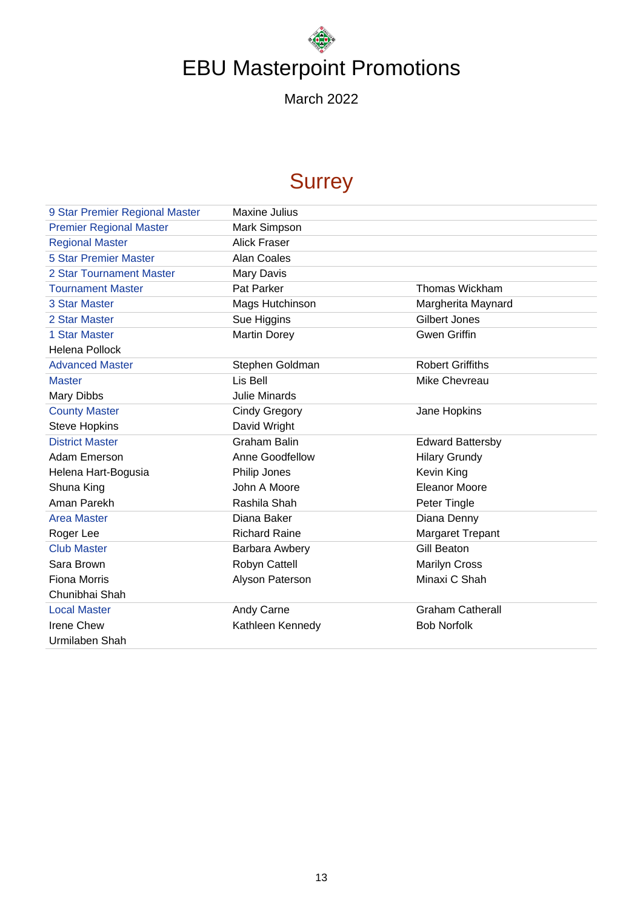# EBU Masterpoint Promotions

March 2022

## Surrey

| | | |
|---|---|---|
| 9 Star Premier Regional Master | Maxine Julius | |
| Premier Regional Master | Mark Simpson | |
| Regional Master | Alick Fraser | |
| 5 Star Premier Master | Alan Coales | |
| 2 Star Tournament Master | Mary Davis | |
| Tournament Master | Pat Parker | Thomas Wickham |
| 3 Star Master | Mags Hutchinson | Margherita Maynard |
| 2 Star Master | Sue Higgins | Gilbert Jones |
| 1 Star Master | Martin Dorey | Gwen Griffin |
| Helena Pollock | | |
| Advanced Master | Stephen Goldman | Robert Griffiths |
| Master | Lis Bell | Mike Chevreau |
| Mary Dibbs | Julie Minards | |
| County Master | Cindy Gregory | Jane Hopkins |
| Steve Hopkins | David Wright | |
| District Master | Graham Balin | Edward Battersby |
| Adam Emerson | Anne Goodfellow | Hilary Grundy |
| Helena Hart-Bogusia | Philip Jones | Kevin King |
| Shuna King | John A Moore | Eleanor Moore |
| Aman Parekh | Rashila Shah | Peter Tingle |
| Area Master | Diana Baker | Diana Denny |
| Roger Lee | Richard Raine | Margaret Trepant |
| Club Master | Barbara Awbery | Gill Beaton |
| Sara Brown | Robyn Cattell | Marilyn Cross |
| Fiona Morris | Alyson Paterson | Minaxi C Shah |
| Chunibhai Shah | | |
| Local Master | Andy Carne | Graham Catherall |
| Irene Chew | Kathleen Kennedy | Bob Norfolk |
| Urmilaben Shah | | |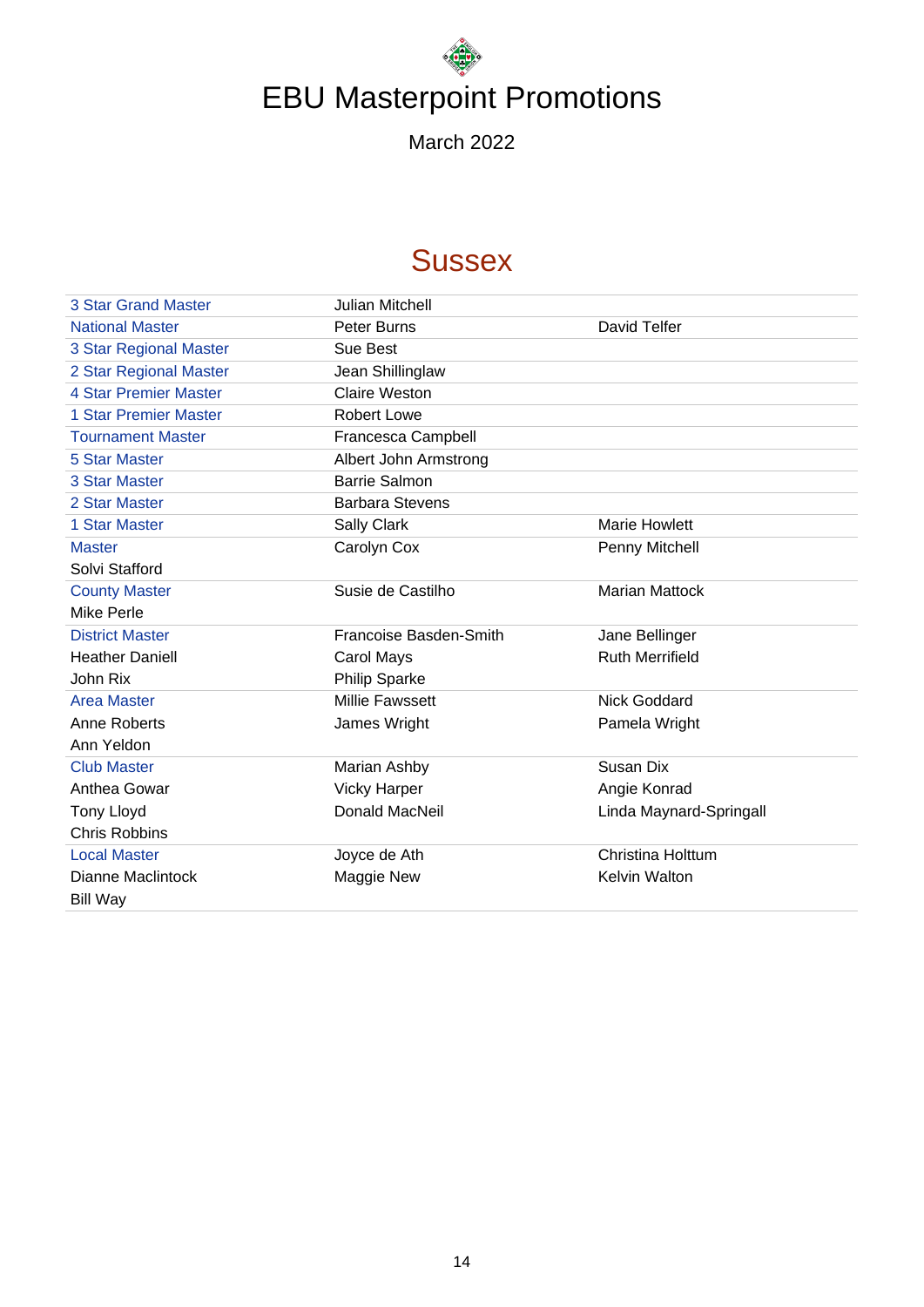# EBU Masterpoint Promotions

March 2022

## Sussex

| | | |
|---|---|---|
| 3 Star Grand Master | Julian Mitchell | |
| National Master | Peter Burns | David Telfer |
| 3 Star Regional Master | Sue Best | |
| 2 Star Regional Master | Jean Shillinglaw | |
| 4 Star Premier Master | Claire Weston | |
| 1 Star Premier Master | Robert Lowe | |
| Tournament Master | Francesca Campbell | |
| 5 Star Master | Albert John Armstrong | |
| 3 Star Master | Barrie Salmon | |
| 2 Star Master | Barbara Stevens | |
| 1 Star Master | Sally Clark | Marie Howlett |
| Master | Carolyn Cox | Penny Mitchell |
| Solvi Stafford | | |
| County Master | Susie de Castilho | Marian Mattock |
| Mike Perle | | |
| District Master | Francoise Basden-Smith | Jane Bellinger |
| Heather Daniell | Carol Mays | Ruth Merrifield |
| John Rix | Philip Sparke | |
| Area Master | Millie Fawssett | Nick Goddard |
| Anne Roberts | James Wright | Pamela Wright |
| Ann Yeldon | | |
| Club Master | Marian Ashby | Susan Dix |
| Anthea Gowar | Vicky Harper | Angie Konrad |
| Tony Lloyd | Donald MacNeil | Linda Maynard-Springall |
| Chris Robbins | | |
| Local Master | Joyce de Ath | Christina Holttum |
| Dianne Maclintock | Maggie New | Kelvin Walton |
| Bill Way | | |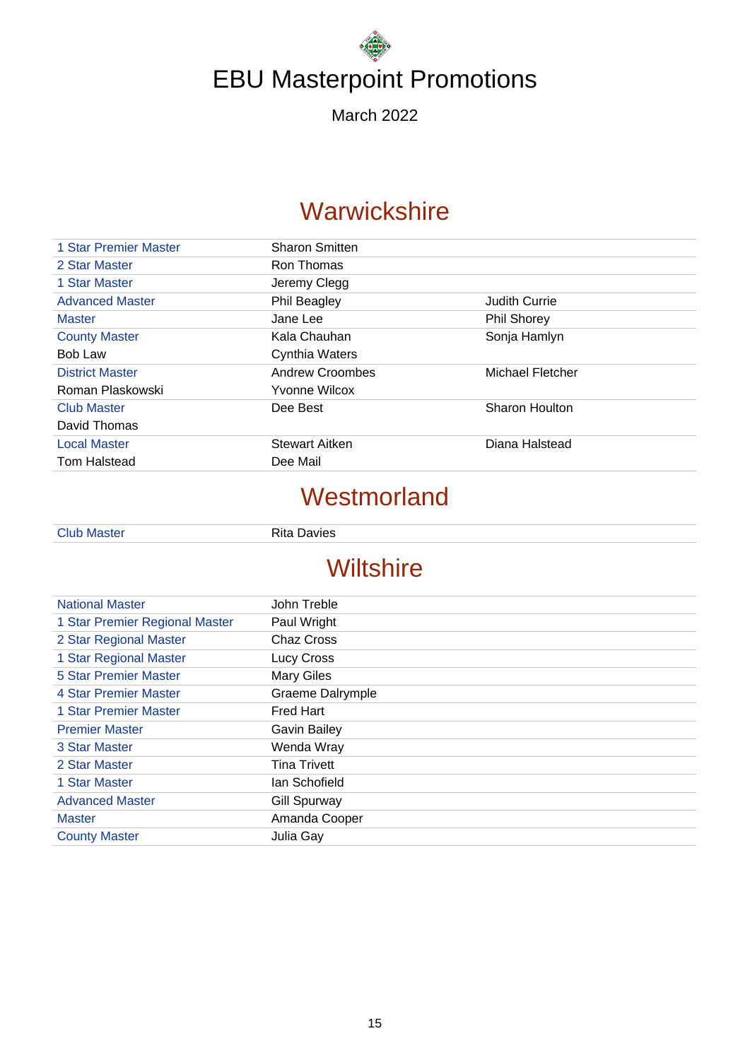# EBU Masterpoint Promotions

March 2022

## Warwickshire

| | | |
|---|---|---|
| 1 Star Premier Master | Sharon Smitten | |
| 2 Star Master | Ron Thomas | |
| 1 Star Master | Jeremy Clegg | |
| Advanced Master | Phil Beagley | Judith Currie |
| Master | Jane Lee | Phil Shorey |
| County Master | Kala Chauhan | Sonja Hamlyn |
| Bob Law | Cynthia Waters | |
| District Master | Andrew Croombes | Michael Fletcher |
| Roman Plaskowski | Yvonne Wilcox | |
| Club Master | Dee Best | Sharon Houlton |
| David Thomas | | |
| Local Master | Stewart Aitken | Diana Halstead |
| Tom Halstead | Dee Mail | |

## Westmorland

| | |
|---|---|
| Club Master | Rita Davies |

## Wiltshire

| | |
|---|---|
| National Master | John Treble |
| 1 Star Premier Regional Master | Paul Wright |
| 2 Star Regional Master | Chaz Cross |
| 1 Star Regional Master | Lucy Cross |
| 5 Star Premier Master | Mary Giles |
| 4 Star Premier Master | Graeme Dalrymple |
| 1 Star Premier Master | Fred Hart |
| Premier Master | Gavin Bailey |
| 3 Star Master | Wenda Wray |
| 2 Star Master | Tina Trivett |
| 1 Star Master | Ian Schofield |
| Advanced Master | Gill Spurway |
| Master | Amanda Cooper |
| County Master | Julia Gay |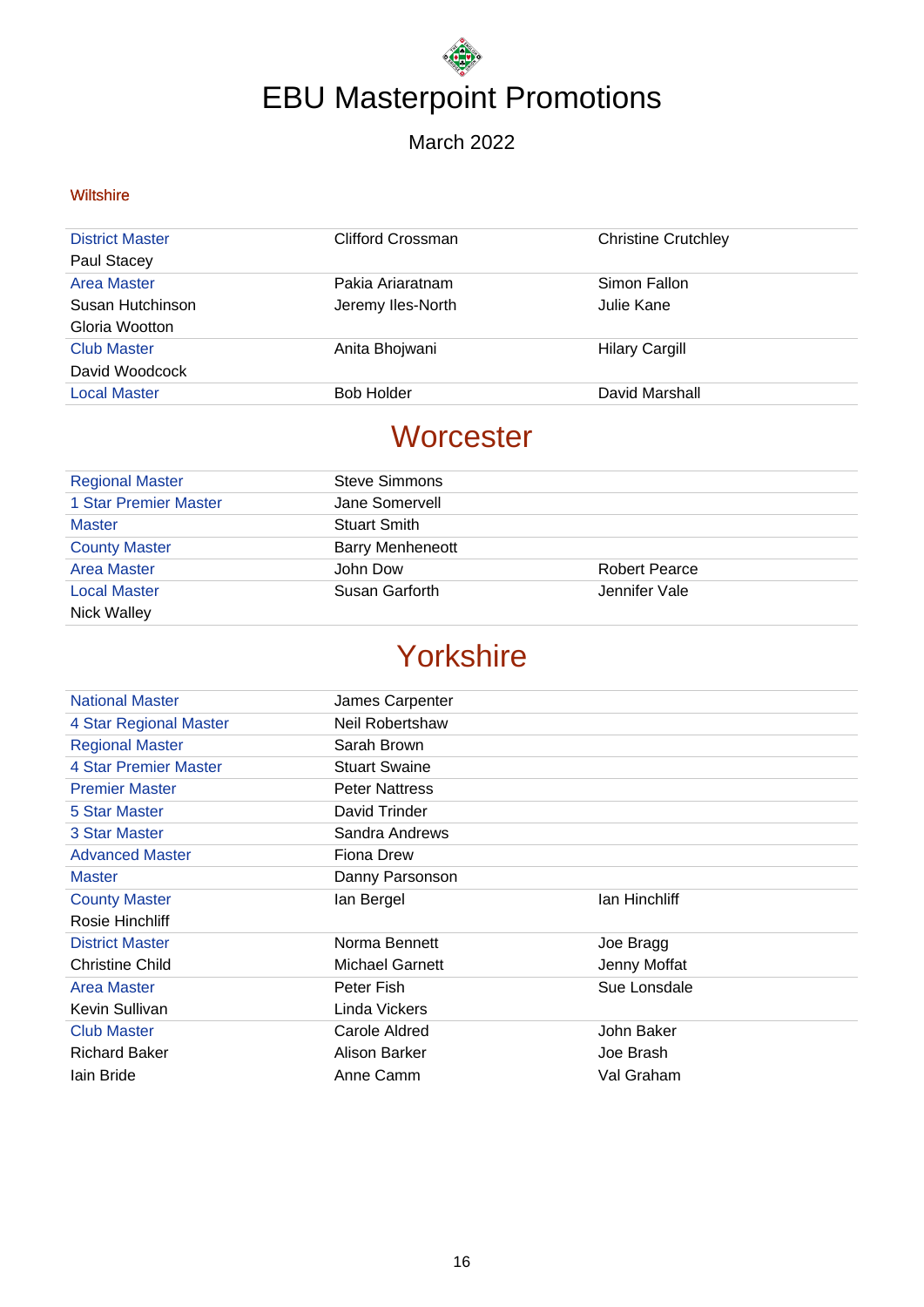# EBU Masterpoint Promotions

March 2022

## Wiltshire

| | | |
|---|---|---|
| District Master | Clifford Crossman | Christine Crutchley |
| Paul Stacey | | |
| Area Master | Pakia Ariaratnam | Simon Fallon |
| Susan Hutchinson | Jeremy Iles-North | Julie Kane |
| Gloria Wootton | | |
| Club Master | Anita Bhojwani | Hilary Cargill |
| David Woodcock | | |
| Local Master | Bob Holder | David Marshall |

## Worcester

| | | |
|---|---|---|
| Regional Master | Steve Simmons | |
| 1 Star Premier Master | Jane Somervell | |
| Master | Stuart Smith | |
| County Master | Barry Menheneott | |
| Area Master | John Dow | Robert Pearce |
| Local Master | Susan Garforth | Jennifer Vale |
| Nick Walley | | |

## Yorkshire

| | | |
|---|---|---|
| National Master | James Carpenter | |
| 4 Star Regional Master | Neil Robertshaw | |
| Regional Master | Sarah Brown | |
| 4 Star Premier Master | Stuart Swaine | |
| Premier Master | Peter Nattress | |
| 5 Star Master | David Trinder | |
| 3 Star Master | Sandra Andrews | |
| Advanced Master | Fiona Drew | |
| Master | Danny Parsonson | |
| County Master | Ian Bergel | Ian Hinchliff |
| Rosie Hinchliff | | |
| District Master | Norma Bennett | Joe Bragg |
| Christine Child | Michael Garnett | Jenny Moffat |
| Area Master | Peter Fish | Sue Lonsdale |
| Kevin Sullivan | Linda Vickers | |
| Club Master | Carole Aldred | John Baker |
| Richard Baker | Alison Barker | Joe Brash |
| Iain Bride | Anne Camm | Val Graham |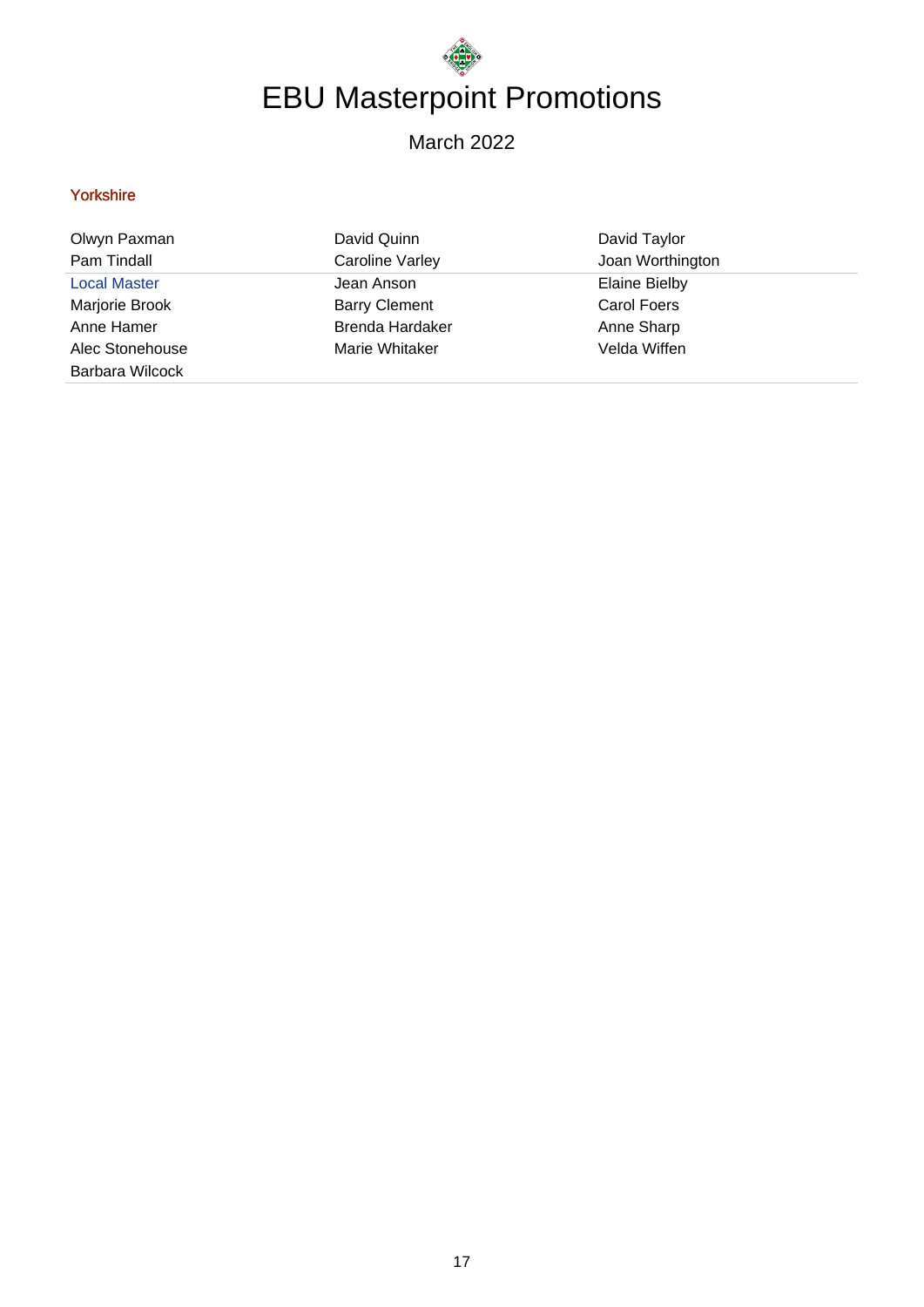# EBU Masterpoint Promotions

March 2022

## Yorkshire

| | | |
|---|---|---|
| Olwyn Paxman | David Quinn | David Taylor |
| Pam Tindall | Caroline Varley | Joan Worthington |

### Local Master

| | | |
|---|---|---|
| Jean Anson | Elaine Bielby | Marjorie Brook |
| Barry Clement | Carol Foers | Anne Hamer |
| Brenda Hardaker | Anne Sharp | Alec Stonehouse |
| Marie Whitaker | Velda Wiffen | Barbara Wilcock |